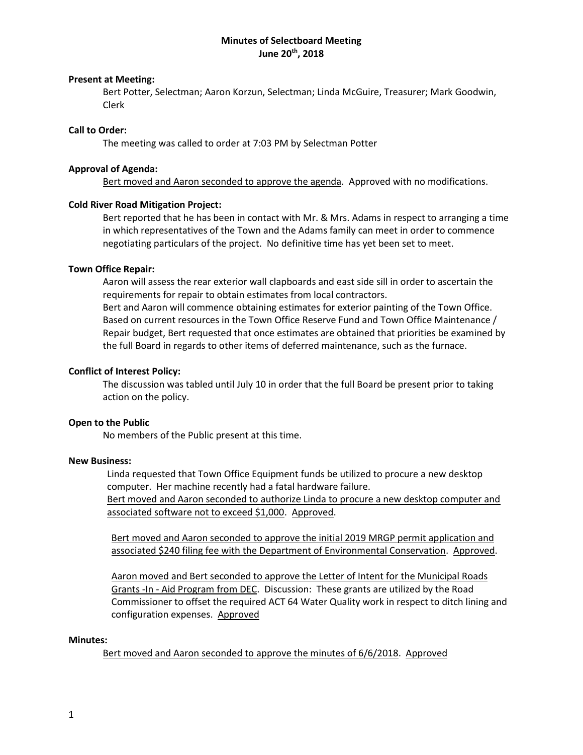# Minutes of Selectboard Meeting
## June 20th, 2018

**Present at Meeting:**

Bert Potter, Selectman; Aaron Korzun, Selectman; Linda McGuire, Treasurer; Mark Goodwin, Clerk

**Call to Order:**

The meeting was called to order at 7:03 PM by Selectman Potter

**Approval of Agenda:**

Bert moved and Aaron seconded to approve the agenda. Approved with no modifications.

**Cold River Road Mitigation Project:**

Bert reported that he has been in contact with Mr. & Mrs. Adams in respect to arranging a time in which representatives of the Town and the Adams family can meet in order to commence negotiating particulars of the project. No definitive time has yet been set to meet.

**Town Office Repair:**

Aaron will assess the rear exterior wall clapboards and east side sill in order to ascertain the requirements for repair to obtain estimates from local contractors.

Bert and Aaron will commence obtaining estimates for exterior painting of the Town Office. Based on current resources in the Town Office Reserve Fund and Town Office Maintenance / Repair budget, Bert requested that once estimates are obtained that priorities be examined by the full Board in regards to other items of deferred maintenance, such as the furnace.

**Conflict of Interest Policy:**

The discussion was tabled until July 10 in order that the full Board be present prior to taking action on the policy.

**Open to the Public**

No members of the Public present at this time.

**New Business:**

Linda requested that Town Office Equipment funds be utilized to procure a new desktop computer. Her machine recently had a fatal hardware failure.

Bert moved and Aaron seconded to authorize Linda to procure a new desktop computer and associated software not to exceed $1,000. Approved.

Bert moved and Aaron seconded to approve the initial 2019 MRGP permit application and associated $240 filing fee with the Department of Environmental Conservation. Approved.

Aaron moved and Bert seconded to approve the Letter of Intent for the Municipal Roads Grants -In - Aid Program from DEC. Discussion: These grants are utilized by the Road Commissioner to offset the required ACT 64 Water Quality work in respect to ditch lining and configuration expenses. Approved

**Minutes:**

Bert moved and Aaron seconded to approve the minutes of 6/6/2018. Approved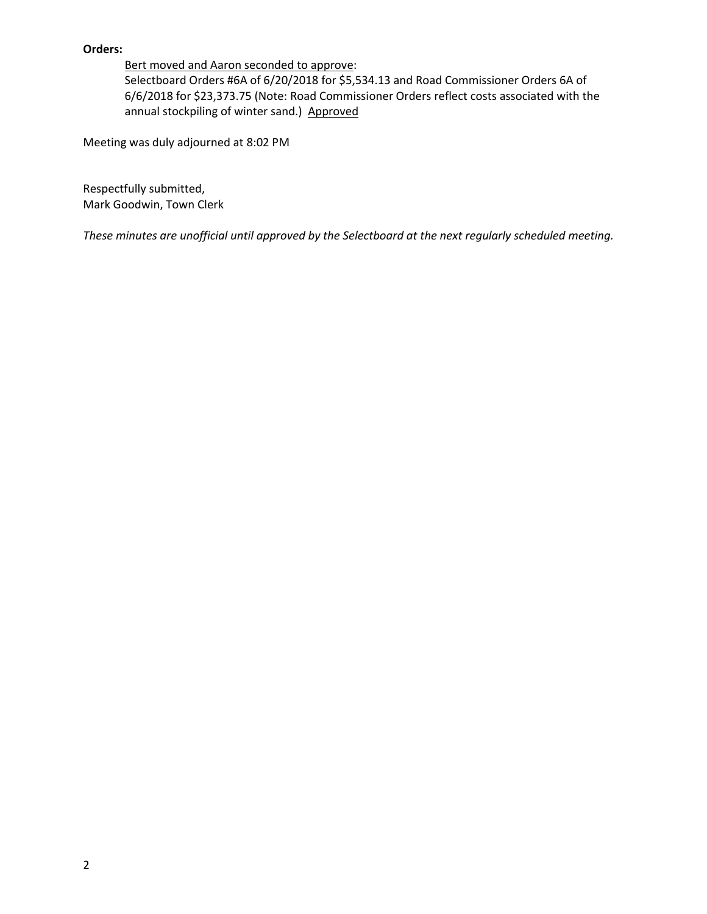**Orders:**

Bert moved and Aaron seconded to approve:
Selectboard Orders #6A of 6/20/2018 for $5,534.13 and Road Commissioner Orders 6A of 6/6/2018 for $23,373.75 (Note: Road Commissioner Orders reflect costs associated with the annual stockpiling of winter sand.) Approved

Meeting was duly adjourned at 8:02 PM

Respectfully submitted,
Mark Goodwin, Town Clerk

*These minutes are unofficial until approved by the Selectboard at the next regularly scheduled meeting.*